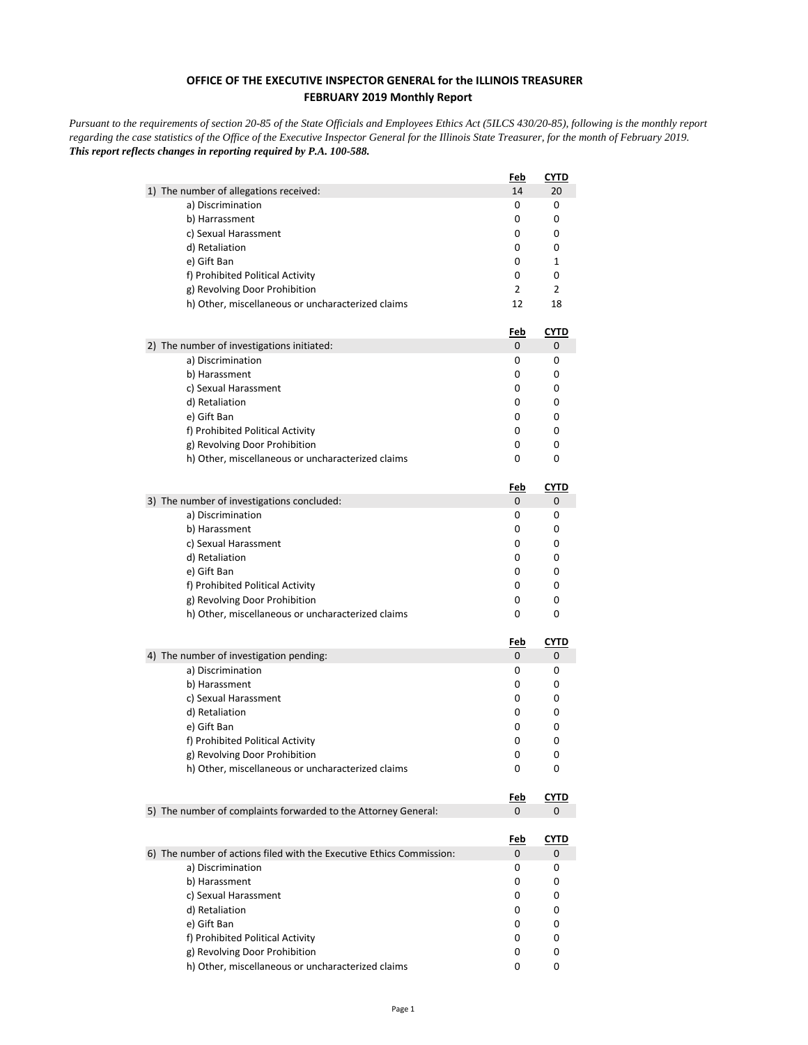# OFFICE OF THE EXECUTIVE INSPECTOR GENERAL for the ILLINOIS TREASURER

## FEBRUARY 2019 Monthly Report

*Pursuant to the requirements of section 20-85 of the State Officials and Employees Ethics Act (5ILCS 430/20-85), following is the monthly report regarding the case statistics of the Office of the Executive Inspector General for the Illinois State Treasurer, for the month of February 2019.*
***This report reflects changes in reporting required by P.A. 100-588.***

| | Feb | CYTD |
|---|---|---|
| 1) The number of allegations received: | 14 | 20 |
| a) Discrimination | 0 | 0 |
| b) Harrassment | 0 | 0 |
| c) Sexual Harassment | 0 | 0 |
| d) Retaliation | 0 | 0 |
| e) Gift Ban | 0 | 1 |
| f) Prohibited Political Activity | 0 | 0 |
| g) Revolving Door Prohibition | 2 | 2 |
| h) Other, miscellaneous or uncharacterized claims | 12 | 18 |

| | Feb | CYTD |
|---|---|---|
| 2) The number of investigations initiated: | 0 | 0 |
| a) Discrimination | 0 | 0 |
| b) Harassment | 0 | 0 |
| c) Sexual Harassment | 0 | 0 |
| d) Retaliation | 0 | 0 |
| e) Gift Ban | 0 | 0 |
| f) Prohibited Political Activity | 0 | 0 |
| g) Revolving Door Prohibition | 0 | 0 |
| h) Other, miscellaneous or uncharacterized claims | 0 | 0 |

| | Feb | CYTD |
|---|---|---|
| 3) The number of investigations concluded: | 0 | 0 |
| a) Discrimination | 0 | 0 |
| b) Harassment | 0 | 0 |
| c) Sexual Harassment | 0 | 0 |
| d) Retaliation | 0 | 0 |
| e) Gift Ban | 0 | 0 |
| f) Prohibited Political Activity | 0 | 0 |
| g) Revolving Door Prohibition | 0 | 0 |
| h) Other, miscellaneous or uncharacterized claims | 0 | 0 |

| | Feb | CYTD |
|---|---|---|
| 4) The number of investigation pending: | 0 | 0 |
| a) Discrimination | 0 | 0 |
| b) Harassment | 0 | 0 |
| c) Sexual Harassment | 0 | 0 |
| d) Retaliation | 0 | 0 |
| e) Gift Ban | 0 | 0 |
| f) Prohibited Political Activity | 0 | 0 |
| g) Revolving Door Prohibition | 0 | 0 |
| h) Other, miscellaneous or uncharacterized claims | 0 | 0 |

| | Feb | CYTD |
|---|---|---|
| 5) The number of complaints forwarded to the Attorney General: | 0 | 0 |

| | Feb | CYTD |
|---|---|---|
| 6) The number of actions filed with the Executive Ethics Commission: | 0 | 0 |
| a) Discrimination | 0 | 0 |
| b) Harassment | 0 | 0 |
| c) Sexual Harassment | 0 | 0 |
| d) Retaliation | 0 | 0 |
| e) Gift Ban | 0 | 0 |
| f) Prohibited Political Activity | 0 | 0 |
| g) Revolving Door Prohibition | 0 | 0 |
| h) Other, miscellaneous or uncharacterized claims | 0 | 0 |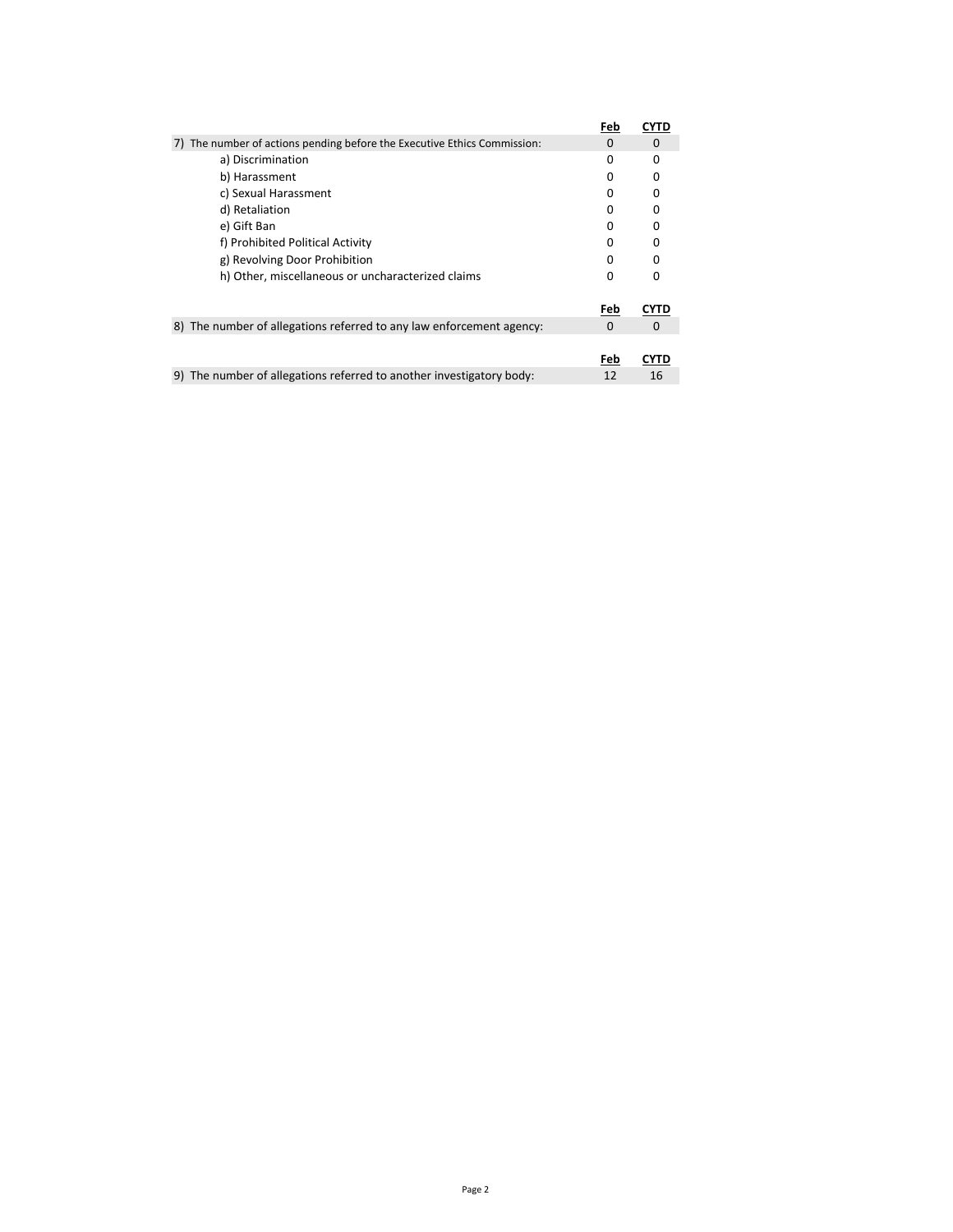| | Feb | CYTD |
|---|---|---|
| 7) The number of actions pending before the Executive Ethics Commission: | 0 | 0 |
| a) Discrimination | 0 | 0 |
| b) Harassment | 0 | 0 |
| c) Sexual Harassment | 0 | 0 |
| d) Retaliation | 0 | 0 |
| e) Gift Ban | 0 | 0 |
| f) Prohibited Political Activity | 0 | 0 |
| g) Revolving Door Prohibition | 0 | 0 |
| h) Other, miscellaneous or uncharacterized claims | 0 | 0 |

| | Feb | CYTD |
|---|---|---|
| 8) The number of allegations referred to any law enforcement agency: | 0 | 0 |

| | Feb | CYTD |
|---|---|---|
| 9) The number of allegations referred to another investigatory body: | 12 | 16 |